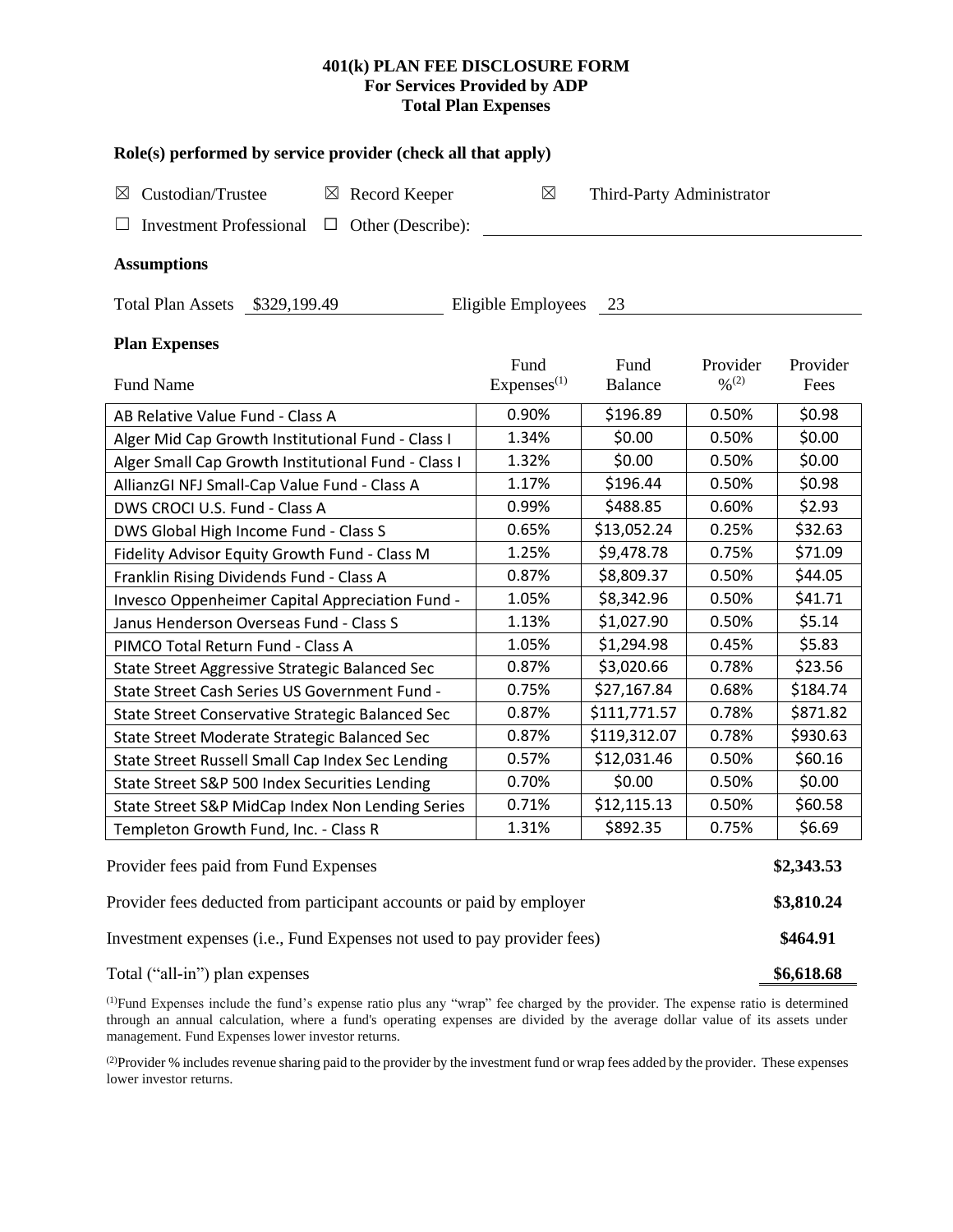**401(k) PLAN FEE DISCLOSURE FORM**
**For Services Provided by ADP**
**Total Plan Expenses**

**Role(s) performed by service provider (check all that apply)**

☒ Custodian/Trustee ☒ Record Keeper ☒ Third-Party Administrator

☐ Investment Professional ☐ Other (Describe): ____________________

**Assumptions**

Total Plan Assets $329,199.49 Eligible Employees 23

**Plan Expenses**

| Fund Name | Fund Expenses[(1)] | Fund Balance | Provider %[(2)] | Provider Fees |
|---|---|---|---|---|
| AB Relative Value Fund - Class A | 0.90% | $196.89 | 0.50% | $0.98 |
| Alger Mid Cap Growth Institutional Fund - Class I | 1.34% | $0.00 | 0.50% | $0.00 |
| Alger Small Cap Growth Institutional Fund - Class I | 1.32% | $0.00 | 0.50% | $0.00 |
| AllianzGI NFJ Small-Cap Value Fund - Class A | 1.17% | $196.44 | 0.50% | $0.98 |
| DWS CROCI U.S. Fund - Class A | 0.99% | $488.85 | 0.60% | $2.93 |
| DWS Global High Income Fund - Class S | 0.65% | $13,052.24 | 0.25% | $32.63 |
| Fidelity Advisor Equity Growth Fund - Class M | 1.25% | $9,478.78 | 0.75% | $71.09 |
| Franklin Rising Dividends Fund - Class A | 0.87% | $8,809.37 | 0.50% | $44.05 |
| Invesco Oppenheimer Capital Appreciation Fund - | 1.05% | $8,342.96 | 0.50% | $41.71 |
| Janus Henderson Overseas Fund - Class S | 1.13% | $1,027.90 | 0.50% | $5.14 |
| PIMCO Total Return Fund - Class A | 1.05% | $1,294.98 | 0.45% | $5.83 |
| State Street Aggressive Strategic Balanced Sec | 0.87% | $3,020.66 | 0.78% | $23.56 |
| State Street Cash Series US Government Fund - | 0.75% | $27,167.84 | 0.68% | $184.74 |
| State Street Conservative Strategic Balanced Sec | 0.87% | $111,771.57 | 0.78% | $871.82 |
| State Street Moderate Strategic Balanced Sec | 0.87% | $119,312.07 | 0.78% | $930.63 |
| State Street Russell Small Cap Index Sec Lending | 0.57% | $12,031.46 | 0.50% | $60.16 |
| State Street S&P 500 Index Securities Lending | 0.70% | $0.00 | 0.50% | $0.00 |
| State Street S&P MidCap Index Non Lending Series | 0.71% | $12,115.13 | 0.50% | $60.58 |
| Templeton Growth Fund, Inc. - Class R | 1.31% | $892.35 | 0.75% | $6.69 |

| | |
|---|---|
| Provider fees paid from Fund Expenses | **$2,343.53** |
| Provider fees deducted from participant accounts or paid by employer | **$3,810.24** |
| Investment expenses (i.e., Fund Expenses not used to pay provider fees) | **$464.91** |
| Total ("all-in") plan expenses | **$6,618.68** |

[(1)]Fund Expenses include the fund's expense ratio plus any "wrap" fee charged by the provider. The expense ratio is determined through an annual calculation, where a fund's operating expenses are divided by the average dollar value of its assets under management. Fund Expenses lower investor returns.

[(2)]Provider % includes revenue sharing paid to the provider by the investment fund or wrap fees added by the provider. These expenses lower investor returns.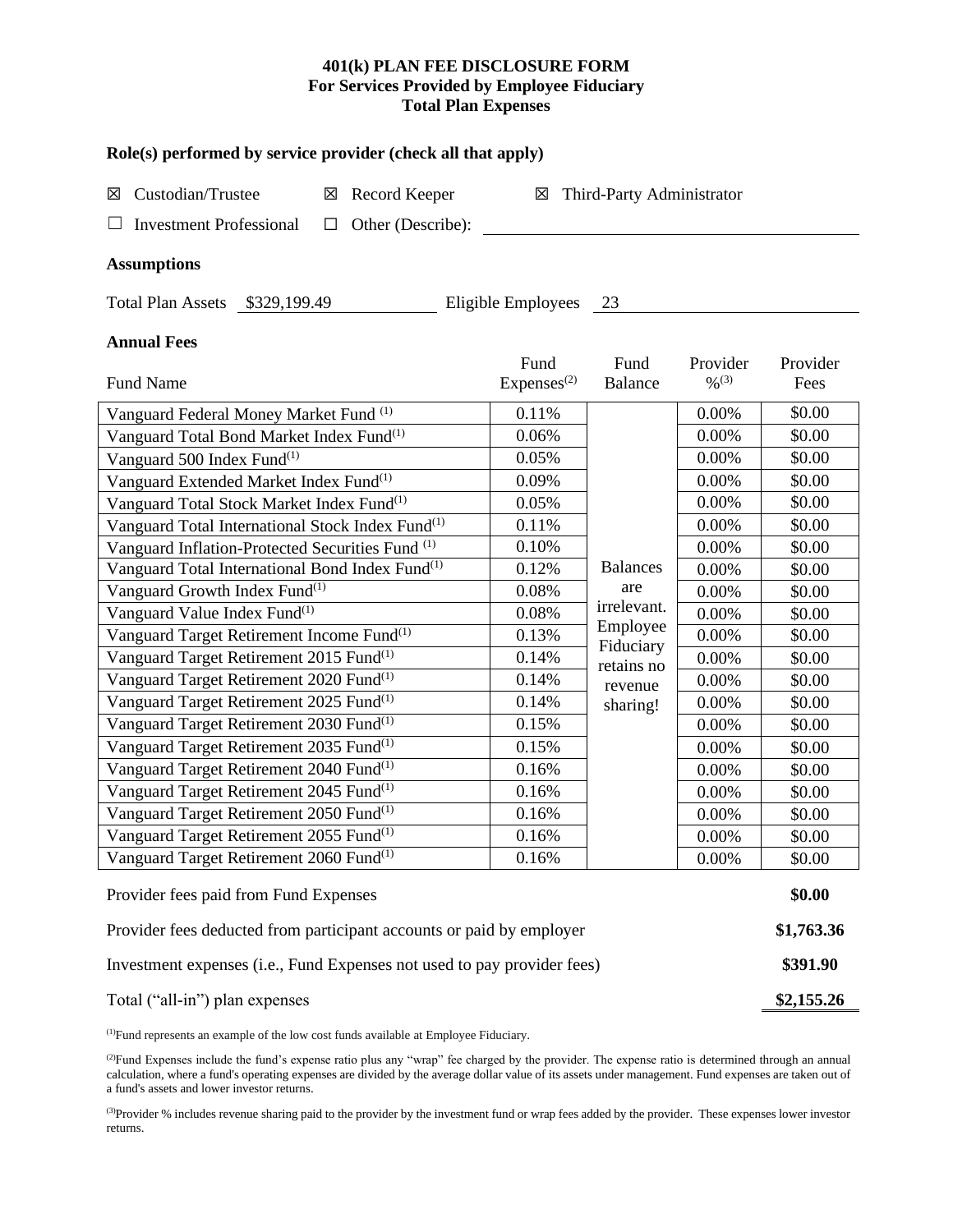# 401(k) PLAN FEE DISCLOSURE FORM
## For Services Provided by Employee Fiduciary
## Total Plan Expenses

### Role(s) performed by service provider (check all that apply)

☒ Custodian/Trustee ☒ Record Keeper ☒ Third-Party Administrator

☐ Investment Professional ☐ Other (Describe): ____________________

### Assumptions

Total Plan Assets $329,199.49 Eligible Employees 23

### Annual Fees

| Fund Name | Fund Expenses[2] | Fund Balance | Provider %[3] | Provider Fees |
|---|---|---|---|---|
| Vanguard Federal Money Market Fund [1] | 0.11% | Balances are irrelevant. Employee Fiduciary retains no revenue sharing! | 0.00% | $0.00 |
| Vanguard Total Bond Market Index Fund[1] | 0.06% | | 0.00% | $0.00 |
| Vanguard 500 Index Fund[1] | 0.05% | | 0.00% | $0.00 |
| Vanguard Extended Market Index Fund[1] | 0.09% | | 0.00% | $0.00 |
| Vanguard Total Stock Market Index Fund[1] | 0.05% | | 0.00% | $0.00 |
| Vanguard Total International Stock Index Fund[1] | 0.11% | | 0.00% | $0.00 |
| Vanguard Inflation-Protected Securities Fund [1] | 0.10% | | 0.00% | $0.00 |
| Vanguard Total International Bond Index Fund[1] | 0.12% | | 0.00% | $0.00 |
| Vanguard Growth Index Fund[1] | 0.08% | | 0.00% | $0.00 |
| Vanguard Value Index Fund[1] | 0.08% | | 0.00% | $0.00 |
| Vanguard Target Retirement Income Fund[1] | 0.13% | | 0.00% | $0.00 |
| Vanguard Target Retirement 2015 Fund[1] | 0.14% | | 0.00% | $0.00 |
| Vanguard Target Retirement 2020 Fund[1] | 0.14% | | 0.00% | $0.00 |
| Vanguard Target Retirement 2025 Fund[1] | 0.14% | | 0.00% | $0.00 |
| Vanguard Target Retirement 2030 Fund[1] | 0.15% | | 0.00% | $0.00 |
| Vanguard Target Retirement 2035 Fund[1] | 0.15% | | 0.00% | $0.00 |
| Vanguard Target Retirement 2040 Fund[1] | 0.16% | | 0.00% | $0.00 |
| Vanguard Target Retirement 2045 Fund[1] | 0.16% | | 0.00% | $0.00 |
| Vanguard Target Retirement 2050 Fund[1] | 0.16% | | 0.00% | $0.00 |
| Vanguard Target Retirement 2055 Fund[1] | 0.16% | | 0.00% | $0.00 |
| Vanguard Target Retirement 2060 Fund[1] | 0.16% | | 0.00% | $0.00 |

| | |
|---|---|
| Provider fees paid from Fund Expenses | **$0.00** |
| Provider fees deducted from participant accounts or paid by employer | **$1,763.36** |
| Investment expenses (i.e., Fund Expenses not used to pay provider fees) | **$391.90** |
| Total ("all-in") plan expenses | **$2,155.26** |

[1]Fund represents an example of the low cost funds available at Employee Fiduciary.

[2]Fund Expenses include the fund's expense ratio plus any "wrap" fee charged by the provider. The expense ratio is determined through an annual calculation, where a fund's operating expenses are divided by the average dollar value of its assets under management. Fund expenses are taken out of a fund's assets and lower investor returns.

[3]Provider % includes revenue sharing paid to the provider by the investment fund or wrap fees added by the provider. These expenses lower investor returns.